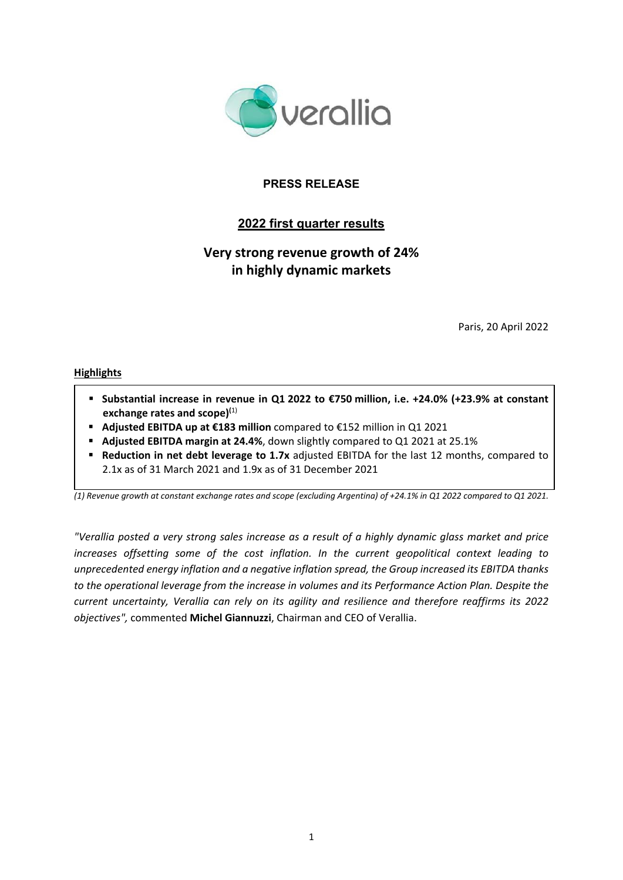**PRESS RELEASE**

## 2022 first quarter results

# Very strong revenue growth of 24% in highly dynamic markets

Paris, 20 April 2022

**Highlights**

- **Substantial increase in revenue in Q1 2022 to €750 million, i.e. +24.0% (+23.9% at constant exchange rates and scope)**[1]
- **Adjusted EBITDA up at €183 million** compared to €152 million in Q1 2021
- **Adjusted EBITDA margin at 24.4%**, down slightly compared to Q1 2021 at 25.1%
- **Reduction in net debt leverage to 1.7x** adjusted EBITDA for the last 12 months, compared to 2.1x as of 31 March 2021 and 1.9x as of 31 December 2021

*(1) Revenue growth at constant exchange rates and scope (excluding Argentina) of +24.1% in Q1 2022 compared to Q1 2021.*

*"Verallia posted a very strong sales increase as a result of a highly dynamic glass market and price increases offsetting some of the cost inflation. In the current geopolitical context leading to unprecedented energy inflation and a negative inflation spread, the Group increased its EBITDA thanks to the operational leverage from the increase in volumes and its Performance Action Plan. Despite the current uncertainty, Verallia can rely on its agility and resilience and therefore reaffirms its 2022 objectives",* commented **Michel Giannuzzi**, Chairman and CEO of Verallia.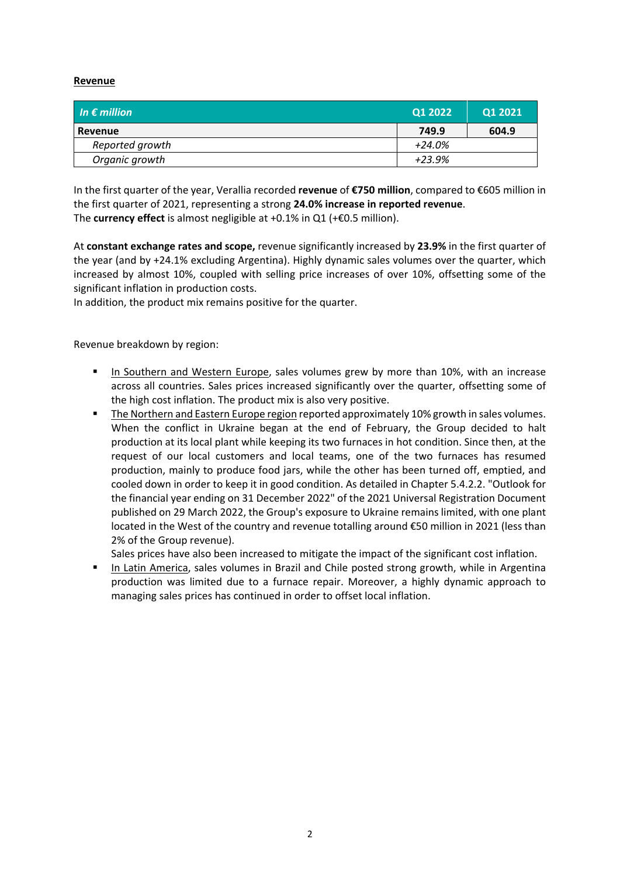**Revenue**

| *In € million* | Q1 2022 | Q1 2021 |
|---|---|---|
| **Revenue** | **749.9** | **604.9** |
| *Reported growth* | *+24.0%* | |
| *Organic growth* | *+23.9%* | |

In the first quarter of the year, Verallia recorded **revenue** of **€750 million**, compared to €605 million in the first quarter of 2021, representing a strong **24.0% increase in reported revenue**.
The **currency effect** is almost negligible at +0.1% in Q1 (+€0.5 million).

At **constant exchange rates and scope,** revenue significantly increased by **23.9%** in the first quarter of the year (and by +24.1% excluding Argentina). Highly dynamic sales volumes over the quarter, which increased by almost 10%, coupled with selling price increases of over 10%, offsetting some of the significant inflation in production costs.
In addition, the product mix remains positive for the quarter.

Revenue breakdown by region:

- In Southern and Western Europe, sales volumes grew by more than 10%, with an increase across all countries. Sales prices increased significantly over the quarter, offsetting some of the high cost inflation. The product mix is also very positive.
- The Northern and Eastern Europe region reported approximately 10% growth in sales volumes. When the conflict in Ukraine began at the end of February, the Group decided to halt production at its local plant while keeping its two furnaces in hot condition. Since then, at the request of our local customers and local teams, one of the two furnaces has resumed production, mainly to produce food jars, while the other has been turned off, emptied, and cooled down in order to keep it in good condition. As detailed in Chapter 5.4.2.2. "Outlook for the financial year ending on 31 December 2022" of the 2021 Universal Registration Document published on 29 March 2022, the Group's exposure to Ukraine remains limited, with one plant located in the West of the country and revenue totalling around €50 million in 2021 (less than 2% of the Group revenue).
  Sales prices have also been increased to mitigate the impact of the significant cost inflation.
- In Latin America, sales volumes in Brazil and Chile posted strong growth, while in Argentina production was limited due to a furnace repair. Moreover, a highly dynamic approach to managing sales prices has continued in order to offset local inflation.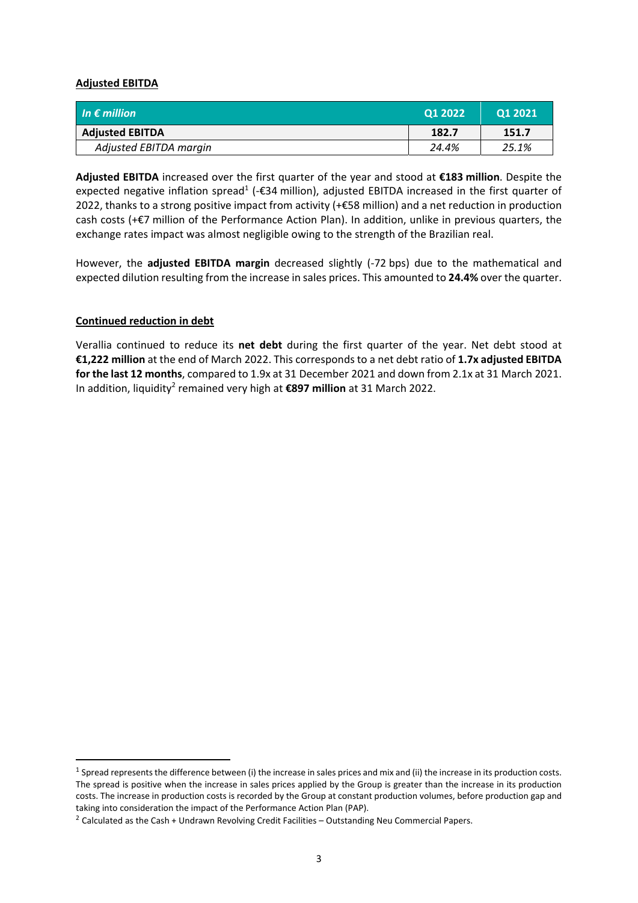**Adjusted EBITDA**

| *In € million* | Q1 2022 | Q1 2021 |
|---|---|---|
| **Adjusted EBITDA** | **182.7** | **151.7** |
| *Adjusted EBITDA margin* | *24.4%* | *25.1%* |

**Adjusted EBITDA** increased over the first quarter of the year and stood at **€183 million**. Despite the expected negative inflation spread[1] (-€34 million), adjusted EBITDA increased in the first quarter of 2022, thanks to a strong positive impact from activity (+€58 million) and a net reduction in production cash costs (+€7 million of the Performance Action Plan). In addition, unlike in previous quarters, the exchange rates impact was almost negligible owing to the strength of the Brazilian real.

However, the **adjusted EBITDA margin** decreased slightly (-72 bps) due to the mathematical and expected dilution resulting from the increase in sales prices. This amounted to **24.4%** over the quarter.

**Continued reduction in debt**

Verallia continued to reduce its **net debt** during the first quarter of the year. Net debt stood at **€1,222 million** at the end of March 2022. This corresponds to a net debt ratio of **1.7x adjusted EBITDA for the last 12 months**, compared to 1.9x at 31 December 2021 and down from 2.1x at 31 March 2021. In addition, liquidity[2] remained very high at **€897 million** at 31 March 2022.

---

[1] Spread represents the difference between (i) the increase in sales prices and mix and (ii) the increase in its production costs. The spread is positive when the increase in sales prices applied by the Group is greater than the increase in its production costs. The increase in production costs is recorded by the Group at constant production volumes, before production gap and taking into consideration the impact of the Performance Action Plan (PAP).

[2] Calculated as the Cash + Undrawn Revolving Credit Facilities – Outstanding Neu Commercial Papers.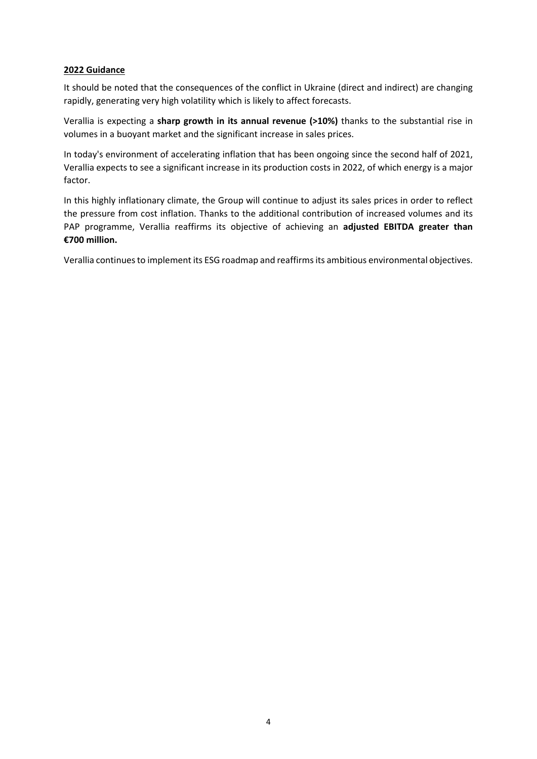## 2022 Guidance

It should be noted that the consequences of the conflict in Ukraine (direct and indirect) are changing rapidly, generating very high volatility which is likely to affect forecasts.

Verallia is expecting a **sharp growth in its annual revenue (>10%)** thanks to the substantial rise in volumes in a buoyant market and the significant increase in sales prices.

In today's environment of accelerating inflation that has been ongoing since the second half of 2021, Verallia expects to see a significant increase in its production costs in 2022, of which energy is a major factor.

In this highly inflationary climate, the Group will continue to adjust its sales prices in order to reflect the pressure from cost inflation. Thanks to the additional contribution of increased volumes and its PAP programme, Verallia reaffirms its objective of achieving an **adjusted EBITDA greater than €700 million.**

Verallia continues to implement its ESG roadmap and reaffirms its ambitious environmental objectives.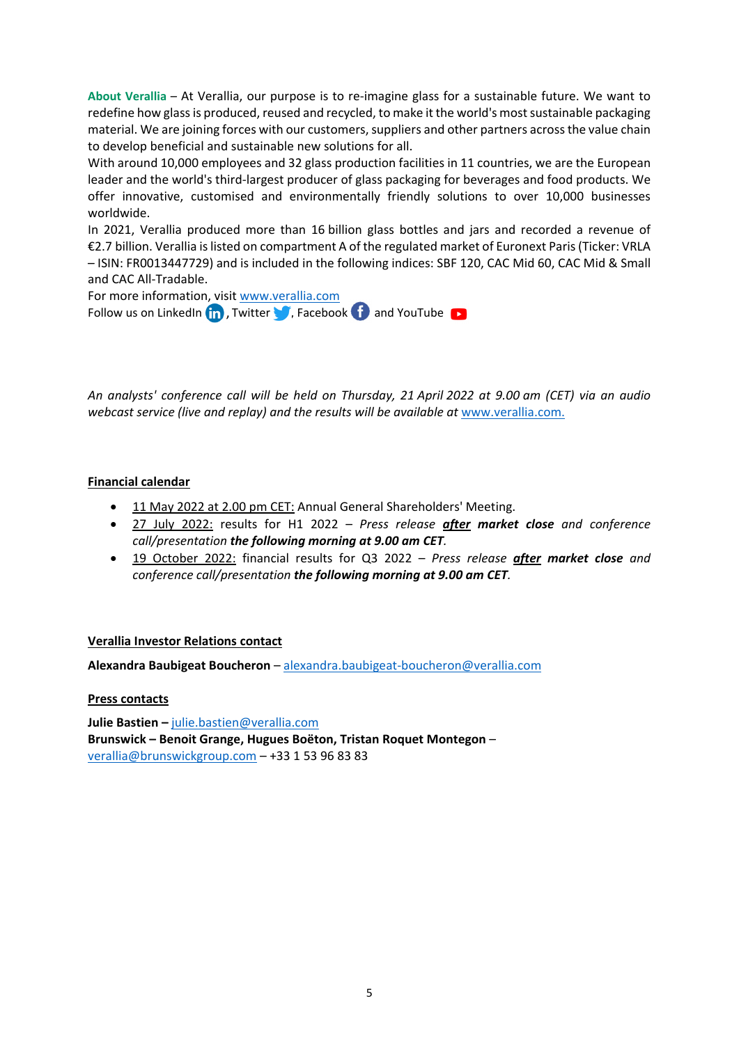**About Verallia** – At Verallia, our purpose is to re-imagine glass for a sustainable future. We want to redefine how glass is produced, reused and recycled, to make it the world's most sustainable packaging material. We are joining forces with our customers, suppliers and other partners across the value chain to develop beneficial and sustainable new solutions for all.

With around 10,000 employees and 32 glass production facilities in 11 countries, we are the European leader and the world's third-largest producer of glass packaging for beverages and food products. We offer innovative, customised and environmentally friendly solutions to over 10,000 businesses worldwide.

In 2021, Verallia produced more than 16 billion glass bottles and jars and recorded a revenue of €2.7 billion. Verallia is listed on compartment A of the regulated market of Euronext Paris (Ticker: VRLA – ISIN: FR0013447729) and is included in the following indices: SBF 120, CAC Mid 60, CAC Mid & Small and CAC All-Tradable.

For more information, visit www.verallia.com

Follow us on LinkedIn, Twitter, Facebook and YouTube

*An analysts' conference call will be held on Thursday, 21 April 2022 at 9.00 am (CET) via an audio webcast service (live and replay) and the results will be available at* www.verallia.com.

**Financial calendar**

- 11 May 2022 at 2.00 pm CET: Annual General Shareholders' Meeting.
- 27 July 2022: results for H1 2022 – *Press release* ***after* market close** *and conference call/presentation* ***the following morning at 9.00 am CET***.
- 19 October 2022: financial results for Q3 2022 – *Press release* ***after* market close** *and conference call/presentation* ***the following morning at 9.00 am CET***.

**Verallia Investor Relations contact**

**Alexandra Baubigeat Boucheron** – alexandra.baubigeat-boucheron@verallia.com

**Press contacts**

**Julie Bastien –** julie.bastien@verallia.com
**Brunswick – Benoit Grange, Hugues Boëton, Tristan Roquet Montegon** – verallia@brunswickgroup.com – +33 1 53 96 83 83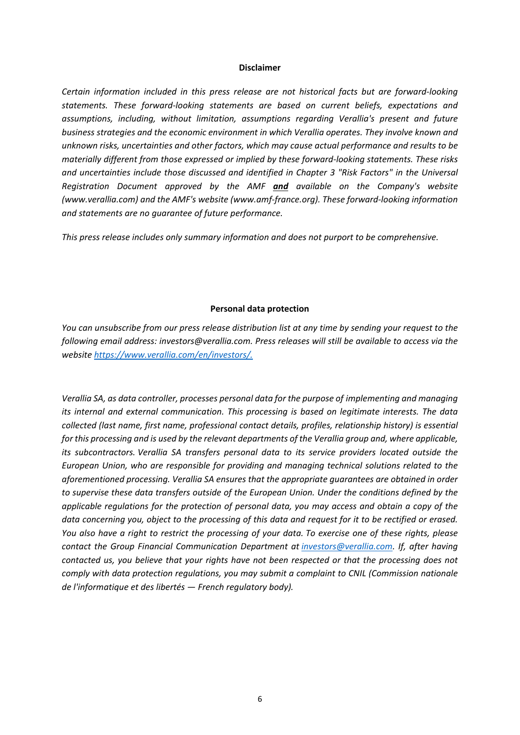**Disclaimer**

*Certain information included in this press release are not historical facts but are forward-looking statements. These forward-looking statements are based on current beliefs, expectations and assumptions, including, without limitation, assumptions regarding Verallia's present and future business strategies and the economic environment in which Verallia operates. They involve known and unknown risks, uncertainties and other factors, which may cause actual performance and results to be materially different from those expressed or implied by these forward-looking statements. These risks and uncertainties include those discussed and identified in Chapter 3 "Risk Factors" in the Universal Registration Document approved by the AMF* ***and*** *available on the Company's website (www.verallia.com) and the AMF's website (www.amf-france.org). These forward-looking information and statements are no guarantee of future performance.*

*This press release includes only summary information and does not purport to be comprehensive.*

**Personal data protection**

*You can unsubscribe from our press release distribution list at any time by sending your request to the following email address: investors@verallia.com. Press releases will still be available to access via the website https://www.verallia.com/en/investors/.*

*Verallia SA, as data controller, processes personal data for the purpose of implementing and managing its internal and external communication. This processing is based on legitimate interests. The data collected (last name, first name, professional contact details, profiles, relationship history) is essential for this processing and is used by the relevant departments of the Verallia group and, where applicable, its subcontractors. Verallia SA transfers personal data to its service providers located outside the European Union, who are responsible for providing and managing technical solutions related to the aforementioned processing. Verallia SA ensures that the appropriate guarantees are obtained in order to supervise these data transfers outside of the European Union. Under the conditions defined by the applicable regulations for the protection of personal data, you may access and obtain a copy of the data concerning you, object to the processing of this data and request for it to be rectified or erased. You also have a right to restrict the processing of your data. To exercise one of these rights, please contact the Group Financial Communication Department at investors@verallia.com. If, after having contacted us, you believe that your rights have not been respected or that the processing does not comply with data protection regulations, you may submit a complaint to CNIL (Commission nationale de l'informatique et des libertés — French regulatory body).*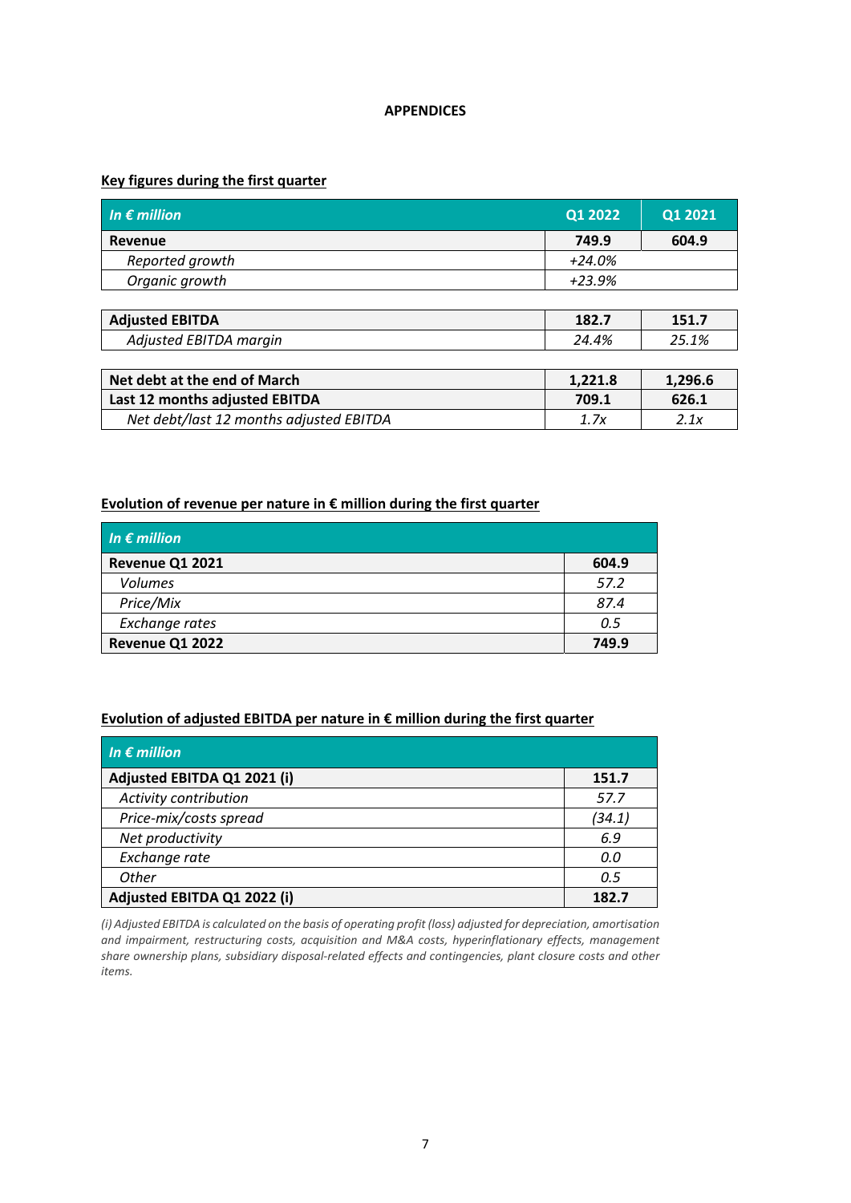**APPENDICES**

**Key figures during the first quarter**

| *In € million* | Q1 2022 | Q1 2021 |
|---|---|---|
| **Revenue** | **749.9** | **604.9** |
| *Reported growth* | *+24.0%* | |
| *Organic growth* | *+23.9%* | |
| | | |
| **Adjusted EBITDA** | **182.7** | **151.7** |
| *Adjusted EBITDA margin* | *24.4%* | *25.1%* |
| | | |
| **Net debt at the end of March** | **1,221.8** | **1,296.6** |
| **Last 12 months adjusted EBITDA** | **709.1** | **626.1** |
| *Net debt/last 12 months adjusted EBITDA* | *1.7x* | *2.1x* |

**Evolution of revenue per nature in € million during the first quarter**

| *In € million* | |
|---|---|
| **Revenue Q1 2021** | **604.9** |
| *Volumes* | *57.2* |
| *Price/Mix* | *87.4* |
| *Exchange rates* | *0.5* |
| **Revenue Q1 2022** | **749.9** |

**Evolution of adjusted EBITDA per nature in € million during the first quarter**

| *In € million* | |
|---|---|
| **Adjusted EBITDA Q1 2021 (i)** | **151.7** |
| *Activity contribution* | *57.7* |
| *Price-mix/costs spread* | *(34.1)* |
| *Net productivity* | *6.9* |
| *Exchange rate* | *0.0* |
| *Other* | *0.5* |
| **Adjusted EBITDA Q1 2022 (i)** | **182.7** |

*(i) Adjusted EBITDA is calculated on the basis of operating profit (loss) adjusted for depreciation, amortisation and impairment, restructuring costs, acquisition and M&A costs, hyperinflationary effects, management share ownership plans, subsidiary disposal-related effects and contingencies, plant closure costs and other items.*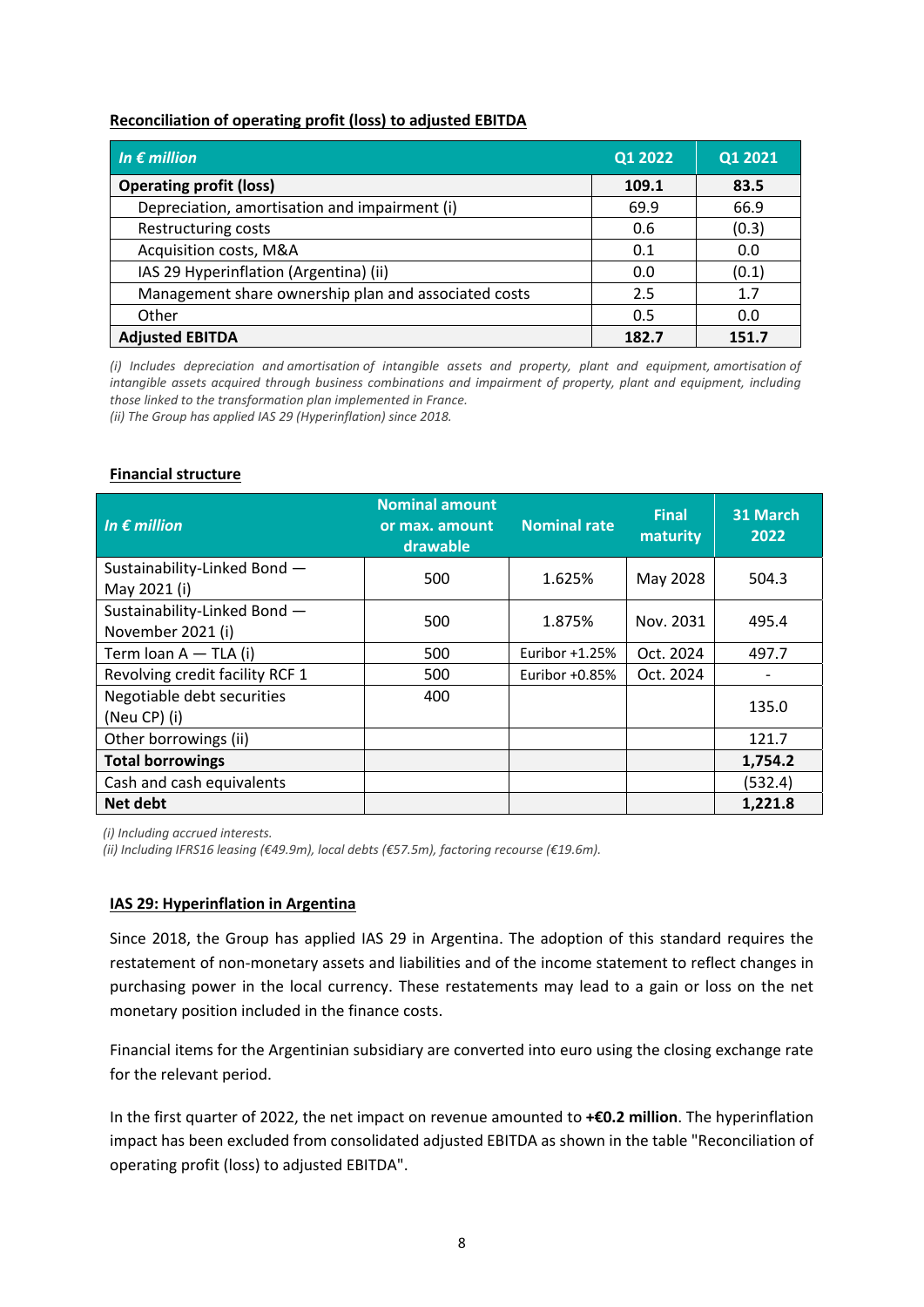**Reconciliation of operating profit (loss) to adjusted EBITDA**

| *In € million* | Q1 2022 | Q1 2021 |
|---|---|---|
| **Operating profit (loss)** | **109.1** | **83.5** |
| Depreciation, amortisation and impairment (i) | 69.9 | 66.9 |
| Restructuring costs | 0.6 | (0.3) |
| Acquisition costs, M&A | 0.1 | 0.0 |
| IAS 29 Hyperinflation (Argentina) (ii) | 0.0 | (0.1) |
| Management share ownership plan and associated costs | 2.5 | 1.7 |
| Other | 0.5 | 0.0 |
| **Adjusted EBITDA** | **182.7** | **151.7** |

*(i) Includes depreciation and amortisation of intangible assets and property, plant and equipment, amortisation of intangible assets acquired through business combinations and impairment of property, plant and equipment, including those linked to the transformation plan implemented in France.*
*(ii) The Group has applied IAS 29 (Hyperinflation) since 2018.*

**Financial structure**

| *In € million* | Nominal amount or max. amount drawable | Nominal rate | Final maturity | 31 March 2022 |
|---|---|---|---|---|
| Sustainability-Linked Bond — May 2021 (i) | 500 | 1.625% | May 2028 | 504.3 |
| Sustainability-Linked Bond — November 2021 (i) | 500 | 1.875% | Nov. 2031 | 495.4 |
| Term loan A — TLA (i) | 500 | Euribor +1.25% | Oct. 2024 | 497.7 |
| Revolving credit facility RCF 1 | 500 | Euribor +0.85% | Oct. 2024 | - |
| Negotiable debt securities (Neu CP) (i) | 400 | | | 135.0 |
| Other borrowings (ii) | | | | 121.7 |
| **Total borrowings** | | | | **1,754.2** |
| Cash and cash equivalents | | | | (532.4) |
| **Net debt** | | | | **1,221.8** |

*(i) Including accrued interests.*
*(ii) Including IFRS16 leasing (€49.9m), local debts (€57.5m), factoring recourse (€19.6m).*

**IAS 29: Hyperinflation in Argentina**

Since 2018, the Group has applied IAS 29 in Argentina. The adoption of this standard requires the restatement of non-monetary assets and liabilities and of the income statement to reflect changes in purchasing power in the local currency. These restatements may lead to a gain or loss on the net monetary position included in the finance costs.

Financial items for the Argentinian subsidiary are converted into euro using the closing exchange rate for the relevant period.

In the first quarter of 2022, the net impact on revenue amounted to **+€0.2 million**. The hyperinflation impact has been excluded from consolidated adjusted EBITDA as shown in the table "Reconciliation of operating profit (loss) to adjusted EBITDA".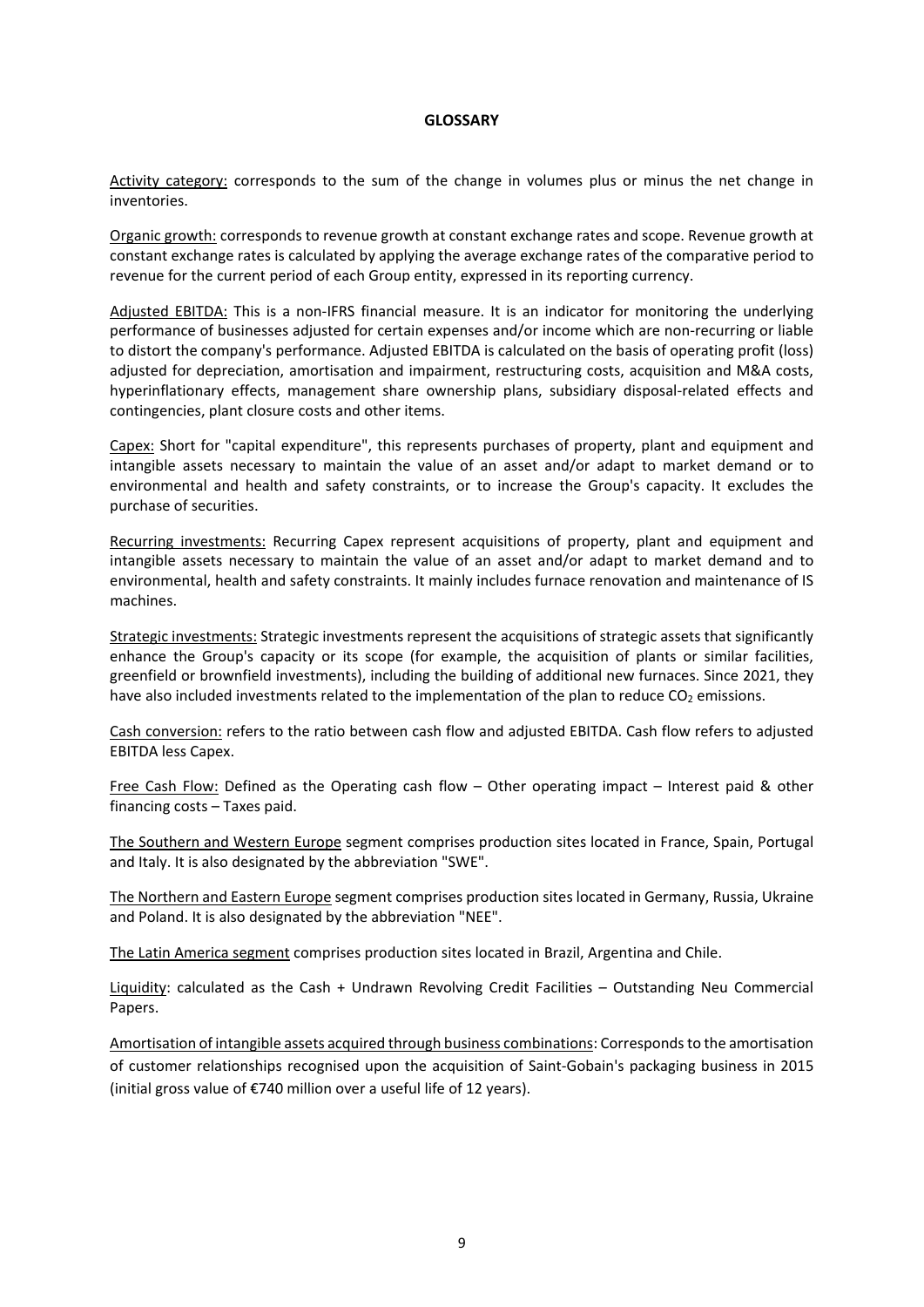# GLOSSARY

Activity category: corresponds to the sum of the change in volumes plus or minus the net change in inventories.

Organic growth: corresponds to revenue growth at constant exchange rates and scope. Revenue growth at constant exchange rates is calculated by applying the average exchange rates of the comparative period to revenue for the current period of each Group entity, expressed in its reporting currency.

Adjusted EBITDA: This is a non-IFRS financial measure. It is an indicator for monitoring the underlying performance of businesses adjusted for certain expenses and/or income which are non-recurring or liable to distort the company's performance. Adjusted EBITDA is calculated on the basis of operating profit (loss) adjusted for depreciation, amortisation and impairment, restructuring costs, acquisition and M&A costs, hyperinflationary effects, management share ownership plans, subsidiary disposal-related effects and contingencies, plant closure costs and other items.

Capex: Short for "capital expenditure", this represents purchases of property, plant and equipment and intangible assets necessary to maintain the value of an asset and/or adapt to market demand or to environmental and health and safety constraints, or to increase the Group's capacity. It excludes the purchase of securities.

Recurring investments: Recurring Capex represent acquisitions of property, plant and equipment and intangible assets necessary to maintain the value of an asset and/or adapt to market demand and to environmental, health and safety constraints. It mainly includes furnace renovation and maintenance of IS machines.

Strategic investments: Strategic investments represent the acquisitions of strategic assets that significantly enhance the Group's capacity or its scope (for example, the acquisition of plants or similar facilities, greenfield or brownfield investments), including the building of additional new furnaces. Since 2021, they have also included investments related to the implementation of the plan to reduce $CO_2$ emissions.

Cash conversion: refers to the ratio between cash flow and adjusted EBITDA. Cash flow refers to adjusted EBITDA less Capex.

Free Cash Flow: Defined as the Operating cash flow – Other operating impact – Interest paid & other financing costs – Taxes paid.

The Southern and Western Europe segment comprises production sites located in France, Spain, Portugal and Italy. It is also designated by the abbreviation "SWE".

The Northern and Eastern Europe segment comprises production sites located in Germany, Russia, Ukraine and Poland. It is also designated by the abbreviation "NEE".

The Latin America segment comprises production sites located in Brazil, Argentina and Chile.

Liquidity: calculated as the Cash + Undrawn Revolving Credit Facilities – Outstanding Neu Commercial Papers.

Amortisation of intangible assets acquired through business combinations: Corresponds to the amortisation of customer relationships recognised upon the acquisition of Saint-Gobain's packaging business in 2015 (initial gross value of €740 million over a useful life of 12 years).